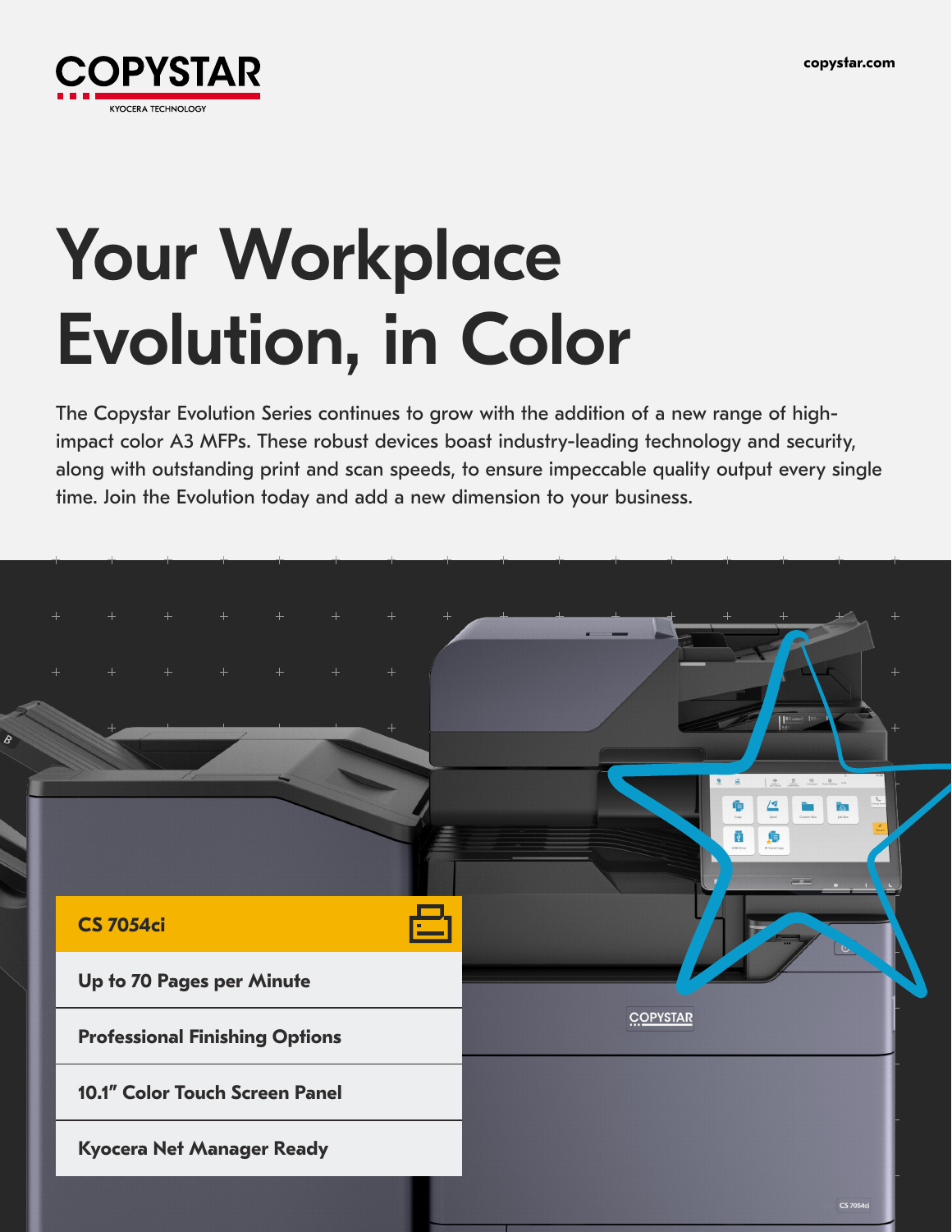COPYSTAR

KYOCERA TECHNOLOGY

copystar.com

# Your Workplace Evolution, in Color

The Copystar Evolution Series continues to grow with the addition of a new range of high-impact color A3 MFPs. These robust devices boast industry-leading technology and security, along with outstanding print and scan speeds, to ensure impeccable quality output every single time. Join the Evolution today and add a new dimension to your business.

## CS 7054ci

- **Up to 70 Pages per Minute**
- **Professional Finishing Options**
- **10.1" Color Touch Screen Panel**
- **Kyocera Net Manager Ready**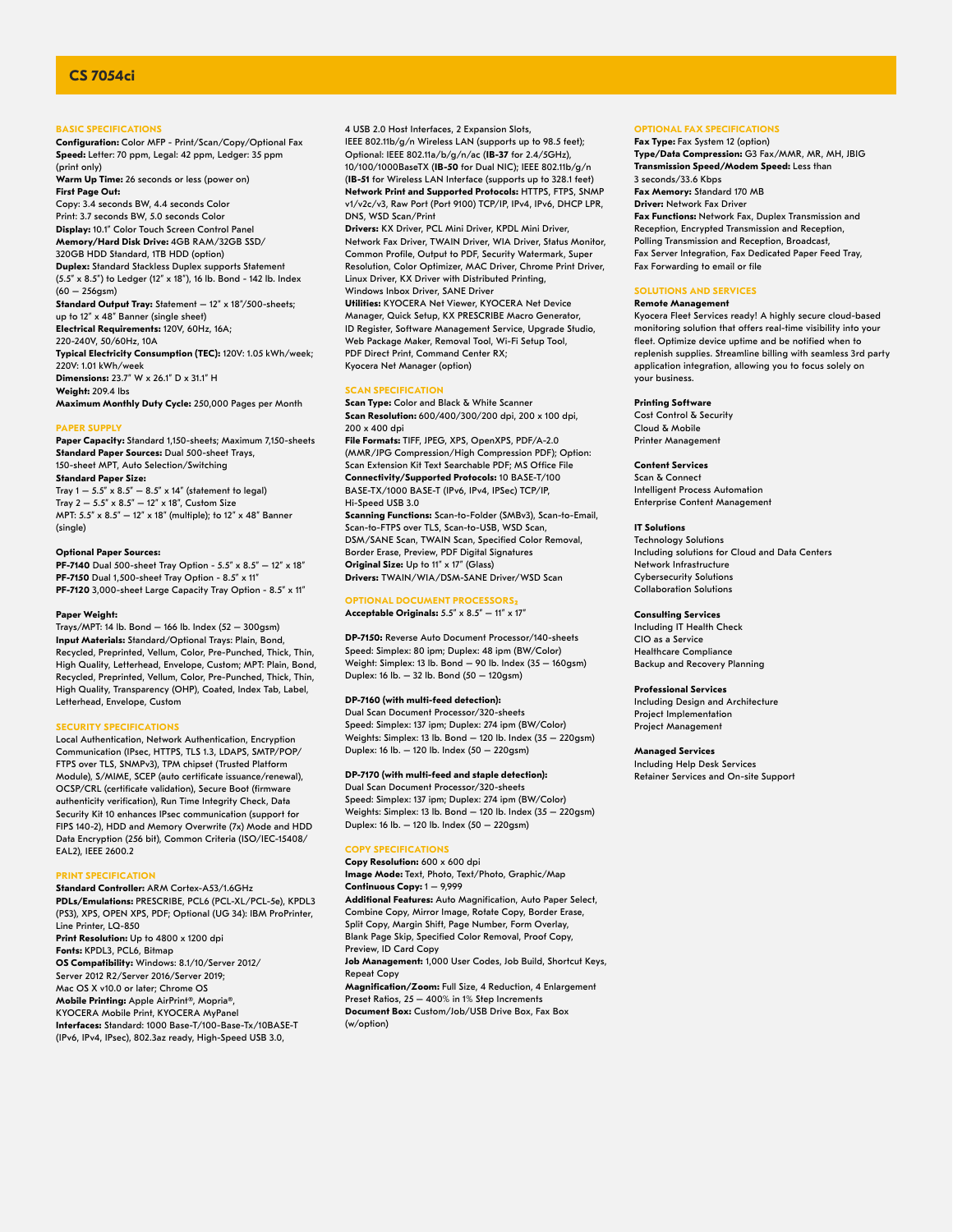# CS 7054ci

## BASIC SPECIFICATIONS

**Configuration:** Color MFP - Print/Scan/Copy/Optional Fax
**Speed:** Letter: 70 ppm, Legal: 42 ppm, Ledger: 35 ppm (print only)
**Warm Up Time:** 26 seconds or less (power on)
**First Page Out:**
Copy: 3.4 seconds BW, 4.4 seconds Color
Print: 3.7 seconds BW, 5.0 seconds Color
**Display:** 10.1" Color Touch Screen Control Panel
**Memory/Hard Disk Drive:** 4GB RAM/32GB SSD/ 320GB HDD Standard, 1TB HDD (option)
**Duplex:** Standard Stackless Duplex supports Statement (5.5" x 8.5") to Ledger (12" x 18"), 16 lb. Bond - 142 lb. Index (60 — 256gsm)
**Standard Output Tray:** Statement — 12" x 18"/500-sheets; up to 12" x 48" Banner (single sheet)
**Electrical Requirements:** 120V, 60Hz, 16A; 220-240V, 50/60Hz, 10A
**Typical Electricity Consumption (TEC):** 120V: 1.05 kWh/week; 220V: 1.01 kWh/week
**Dimensions:** 23.7" W x 26.1" D x 31.1" H
**Weight:** 209.4 lbs
**Maximum Monthly Duty Cycle:** 250,000 Pages per Month

## PAPER SUPPLY

**Paper Capacity:** Standard 1,150-sheets; Maximum 7,150-sheets
**Standard Paper Sources:** Dual 500-sheet Trays, 150-sheet MPT, Auto Selection/Switching
**Standard Paper Size:**
Tray 1 — 5.5" x 8.5" — 8.5" x 14" (statement to legal)
Tray 2 — 5.5" x 8.5" — 12" x 18", Custom Size
MPT: 5.5" x 8.5" — 12" x 18" (multiple); to 12" x 48" Banner (single)

**Optional Paper Sources:**
**PF-7140** Dual 500-sheet Tray Option - 5.5" x 8.5" — 12" x 18"
**PF-7150** Dual 1,500-sheet Tray Option - 8.5" x 11"
**PF-7120** 3,000-sheet Large Capacity Tray Option - 8.5" x 11"

**Paper Weight:**
Trays/MPT: 14 lb. Bond — 166 lb. Index (52 — 300gsm)
**Input Materials:** Standard/Optional Trays: Plain, Bond, Recycled, Preprinted, Vellum, Color, Pre-Punched, Thick, Thin, High Quality, Letterhead, Envelope, Custom; MPT: Plain, Bond, Recycled, Preprinted, Vellum, Color, Pre-Punched, Thick, Thin, High Quality, Transparency (OHP), Coated, Index Tab, Label, Letterhead, Envelope, Custom

## SECURITY SPECIFICATIONS

Local Authentication, Network Authentication, Encryption Communication (IPsec, HTTPS, TLS 1.3, LDAPS, SMTP/POP/ FTPS over TLS, SNMPv3), TPM chipset (Trusted Platform Module), S/MIME, SCEP (auto certificate issuance/renewal), OCSP/CRL (certificate validation), Secure Boot (firmware authenticity verification), Run Time Integrity Check, Data Security Kit 10 enhances IPsec communication (support for FIPS 140-2), HDD and Memory Overwrite (7x) Mode and HDD Data Encryption (256 bit), Common Criteria (ISO/IEC-15408/ EAL2), IEEE 2600.2

## PRINT SPECIFICATION

**Standard Controller:** ARM Cortex-A53/1.6GHz
**PDLs/Emulations:** PRESCRIBE, PCL6 (PCL-XL/PCL-5e), KPDL3 (PS3), XPS, OPEN XPS, PDF; Optional (UG 34): IBM ProPrinter, Line Printer, LQ-850
**Print Resolution:** Up to 4800 x 1200 dpi
**Fonts:** KPDL3, PCL6, Bitmap
**OS Compatibility:** Windows: 8.1/10/Server 2012/ Server 2012 R2/Server 2016/Server 2019; Mac OS X v10.0 or later; Chrome OS
**Mobile Printing:** Apple AirPrint®, Mopria®, KYOCERA Mobile Print, KYOCERA MyPanel
**Interfaces:** Standard: 1000 Base-T/100-Base-Tx/10BASE-T (IPv6, IPv4, IPsec), 802.3az ready, High-Speed USB 3.0, 4 USB 2.0 Host Interfaces, 2 Expansion Slots, IEEE 802.11b/g/n Wireless LAN (supports up to 98.5 feet); Optional: IEEE 802.11a/b/g/n/ac (**IB-37** for 2.4/5GHz), 10/100/1000BaseTX (**IB-50** for Dual NIC); IEEE 802.11b/g/n (**IB-51** for Wireless LAN Interface (supports up to 328.1 feet)
**Network Print and Supported Protocols:** HTTPS, FTPS, SNMP v1/v2c/v3, Raw Port (Port 9100) TCP/IP, IPv4, IPv6, DHCP LPR, DNS, WSD Scan/Print
**Drivers:** KX Driver, PCL Mini Driver, KPDL Mini Driver, Network Fax Driver, TWAIN Driver, WIA Driver, Status Monitor, Common Profile, Output to PDF, Security Watermark, Super Resolution, Color Optimizer, MAC Driver, Chrome Print Driver, Linux Driver, KX Driver with Distributed Printing, Windows Inbox Driver, SANE Driver
**Utilities:** KYOCERA Net Viewer, KYOCERA Net Device Manager, Quick Setup, KX PRESCRIBE Macro Generator, ID Register, Software Management Service, Upgrade Studio, Web Package Maker, Removal Tool, Wi-Fi Setup Tool, PDF Direct Print, Command Center RX; Kyocera Net Manager (option)

## SCAN SPECIFICATION

**Scan Type:** Color and Black & White Scanner
**Scan Resolution:** 600/400/300/200 dpi, 200 x 100 dpi, 200 x 400 dpi
**File Formats:** TIFF, JPEG, XPS, OpenXPS, PDF/A-2.0 (MMR/JPG Compression/High Compression PDF); Option: Scan Extension Kit Text Searchable PDF; MS Office File
**Connectivity/Supported Protocols:** 10 BASE-T/100 BASE-TX/1000 BASE-T (IPv6, IPv4, IPSec) TCP/IP, Hi-Speed USB 3.0
**Scanning Functions:** Scan-to-Folder (SMBv3), Scan-to-Email, Scan-to-FTPS over TLS, Scan-to-USB, WSD Scan, DSM/SANE Scan, TWAIN Scan, Specified Color Removal, Border Erase, Preview, PDF Digital Signatures
**Original Size:** Up to 11" x 17" (Glass)
**Drivers:** TWAIN/WIA/DSM-SANE Driver/WSD Scan

## OPTIONAL DOCUMENT PROCESSORS$_3$

**Acceptable Originals:** 5.5" x 8.5" — 11" x 17"

**DP-7150:** Reverse Auto Document Processor/140-sheets
Speed: Simplex: 80 ipm; Duplex: 48 ipm (BW/Color)
Weight: Simplex: 13 lb. Bond — 90 lb. Index (35 — 160gsm)
Duplex: 16 lb. — 32 lb. Bond (50 — 120gsm)

**DP-7160 (with multi-feed detection):**
Dual Scan Document Processor/320-sheets
Speed: Simplex: 137 ipm; Duplex: 274 ipm (BW/Color)
Weights: Simplex: 13 lb. Bond — 120 lb. Index (35 — 220gsm)
Duplex: 16 lb. — 120 lb. Index (50 — 220gsm)

**DP-7170 (with multi-feed and staple detection):**
Dual Scan Document Processor/320-sheets
Speed: Simplex: 137 ipm; Duplex: 274 ipm (BW/Color)
Weights: Simplex: 13 lb. Bond — 120 lb. Index (35 — 220gsm)
Duplex: 16 lb. — 120 lb. Index (50 — 220gsm)

## COPY SPECIFICATIONS

**Copy Resolution:** 600 x 600 dpi
**Image Mode:** Text, Photo, Text/Photo, Graphic/Map
**Continuous Copy:** 1 — 9,999
**Additional Features:** Auto Magnification, Auto Paper Select, Combine Copy, Mirror Image, Rotate Copy, Border Erase, Split Copy, Margin Shift, Page Number, Form Overlay, Blank Page Skip, Specified Color Removal, Proof Copy, Preview, ID Card Copy
**Job Management:** 1,000 User Codes, Job Build, Shortcut Keys, Repeat Copy
**Magnification/Zoom:** Full Size, 4 Reduction, 4 Enlargement Preset Ratios, 25 — 400% in 1% Step Increments
**Document Box:** Custom/Job/USB Drive Box, Fax Box (w/option)

## OPTIONAL FAX SPECIFICATIONS

**Fax Type:** Fax System 12 (option)
**Type/Data Compression:** G3 Fax/MMR, MR, MH, JBIG
**Transmission Speed/Modem Speed:** Less than 3 seconds/33.6 Kbps
**Fax Memory:** Standard 170 MB
**Driver:** Network Fax Driver
**Fax Functions:** Network Fax, Duplex Transmission and Reception, Encrypted Transmission and Reception, Polling Transmission and Reception, Broadcast, Fax Server Integration, Fax Dedicated Paper Feed Tray, Fax Forwarding to email or file

## SOLUTIONS AND SERVICES

**Remote Management**
Kyocera Fleet Services ready! A highly secure cloud-based monitoring solution that offers real-time visibility into your fleet. Optimize device uptime and be notified when to replenish supplies. Streamline billing with seamless 3rd party application integration, allowing you to focus solely on your business.

**Printing Software**
Cost Control & Security
Cloud & Mobile
Printer Management

**Content Services**
Scan & Connect
Intelligent Process Automation
Enterprise Content Management

**IT Solutions**
Technology Solutions
Including solutions for Cloud and Data Centers
Network Infrastructure
Cybersecurity Solutions
Collaboration Solutions

**Consulting Services**
Including IT Health Check
CIO as a Service
Healthcare Compliance
Backup and Recovery Planning

**Professional Services**
Including Design and Architecture
Project Implementation
Project Management

**Managed Services**
Including Help Desk Services
Retainer Services and On-site Support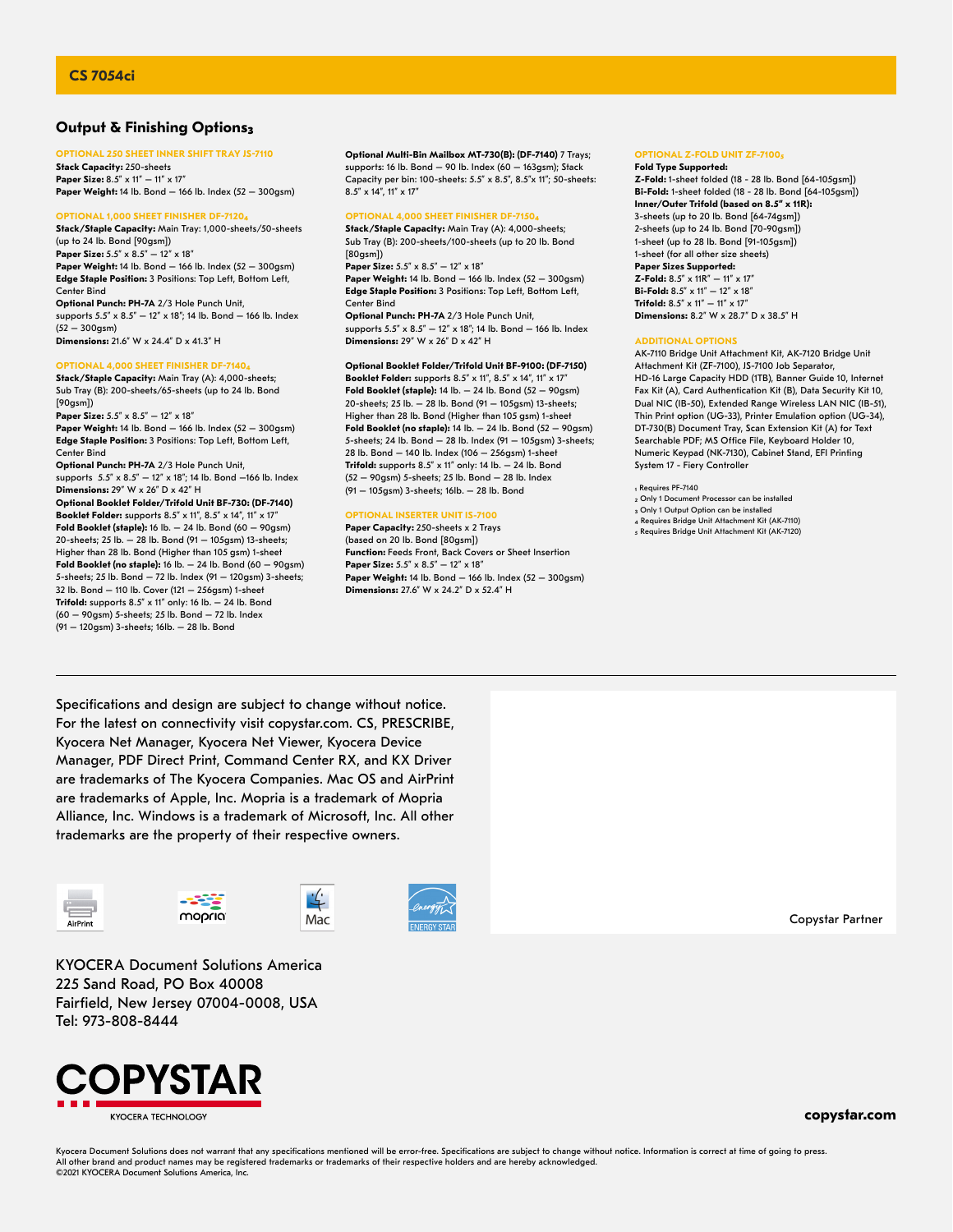## CS 7054ci

## Output & Finishing Options[3]

**OPTIONAL 250 SHEET INNER SHIFT TRAY JS-7110**
**Stack Capacity:** 250-sheets
**Paper Size:** 8.5" x 11" — 11" x 17"
**Paper Weight:** 14 lb. Bond — 166 lb. Index (52 — 300gsm)

**OPTIONAL 1,000 SHEET FINISHER DF-7120[4]**
**Stack/Staple Capacity:** Main Tray: 1,000-sheets/50-sheets (up to 24 lb. Bond [90gsm])
**Paper Size:** 5.5" x 8.5" — 12" x 18"
**Paper Weight:** 14 lb. Bond — 166 lb. Index (52 — 300gsm)
**Edge Staple Position:** 3 Positions: Top Left, Bottom Left, Center Bind
**Optional Punch: PH-7A** 2/3 Hole Punch Unit, supports 5.5" x 8.5" — 12" x 18"; 14 lb. Bond — 166 lb. Index (52 — 300gsm)
**Dimensions:** 21.6" W x 24.4" D x 41.3" H

**OPTIONAL 4,000 SHEET FINISHER DF-7140[4]**
**Stack/Staple Capacity:** Main Tray (A): 4,000-sheets; Sub Tray (B): 200-sheets/65-sheets (up to 24 lb. Bond [90gsm])
**Paper Size:** 5.5" x 8.5" — 12" x 18"
**Paper Weight:** 14 lb. Bond — 166 lb. Index (52 — 300gsm)
**Edge Staple Position:** 3 Positions: Top Left, Bottom Left, Center Bind
**Optional Punch: PH-7A** 2/3 Hole Punch Unit, supports 5.5" x 8.5" — 12" x 18"; 14 lb. Bond —166 lb. Index
**Dimensions:** 29" W x 26" D x 42" H
**Optional Booklet Folder/Trifold Unit BF-730: (DF-7140)**
**Booklet Folder:** supports 8.5" x 11", 8.5" x 14", 11" x 17"
**Fold Booklet (staple):** 16 lb. — 24 lb. Bond (60 — 90gsm) 20-sheets; 25 lb. — 28 lb. Bond (91 — 105gsm) 13-sheets; Higher than 28 lb. Bond (Higher than 105 gsm) 1-sheet
**Fold Booklet (no staple):** 16 lb. — 24 lb. Bond (60 — 90gsm) 5-sheets; 25 lb. Bond — 72 lb. Index (91 — 120gsm) 3-sheets; 32 lb. Bond — 110 lb. Cover (121 — 256gsm) 1-sheet
**Trifold:** supports 8.5" x 11" only: 16 lb. — 24 lb. Bond (60 — 90gsm) 5-sheets; 25 lb. Bond — 72 lb. Index (91 — 120gsm) 3-sheets; 16lb. — 28 lb. Bond

**Optional Multi-Bin Mailbox MT-730(B): (DF-7140)** 7 Trays; supports: 16 lb. Bond — 90 lb. Index (60 — 163gsm); Stack Capacity per bin: 100-sheets: 5.5" x 8.5", 8.5"x 11"; 50-sheets: 8.5" x 14", 11" x 17"

**OPTIONAL 4,000 SHEET FINISHER DF-7150[4]**
**Stack/Staple Capacity:** Main Tray (A): 4,000-sheets; Sub Tray (B): 200-sheets/100-sheets (up to 20 lb. Bond [80gsm])
**Paper Size:** 5.5" x 8.5" — 12" x 18"
**Paper Weight:** 14 lb. Bond — 166 lb. Index (52 — 300gsm)
**Edge Staple Position:** 3 Positions: Top Left, Bottom Left, Center Bind
**Optional Punch: PH-7A** 2/3 Hole Punch Unit, supports 5.5" x 8.5" — 12" x 18"; 14 lb. Bond — 166 lb. Index
**Dimensions:** 29" W x 26" D x 42" H

**Optional Booklet Folder/Trifold Unit BF-9100: (DF-7150)**
**Booklet Folder:** supports 8.5" x 11", 8.5" x 14", 11" x 17"
**Fold Booklet (staple):** 14 lb. — 24 lb. Bond (52 — 90gsm) 20-sheets; 25 lb. — 28 lb. Bond (91 — 105gsm) 13-sheets; Higher than 28 lb. Bond (Higher than 105 gsm) 1-sheet
**Fold Booklet (no staple):** 14 lb. — 24 lb. Bond (52 — 90gsm) 5-sheets; 24 lb. Bond — 28 lb. Index (91 — 105gsm) 3-sheets; 28 lb. Bond — 140 lb. Index (106 — 256gsm) 1-sheet
**Trifold:** supports 8.5" x 11" only: 14 lb. — 24 lb. Bond (52 — 90gsm) 5-sheets; 25 lb. Bond — 28 lb. Index (91 — 105gsm) 3-sheets; 16lb. — 28 lb. Bond

**OPTIONAL INSERTER UNIT IS-7100**
**Paper Capacity:** 250-sheets x 2 Trays (based on 20 lb. Bond [80gsm])
**Function:** Feeds Front, Back Covers or Sheet Insertion
**Paper Size:** 5.5" x 8.5" — 12" x 18"
**Paper Weight:** 14 lb. Bond — 166 lb. Index (52 — 300gsm)
**Dimensions:** 27.6" W x 24.2" D x 52.4" H

**OPTIONAL Z-FOLD UNIT ZF-7100[5]**
**Fold Type Supported:**
**Z-Fold:** 1-sheet folded (18 - 28 lb. Bond [64-105gsm])
**Bi-Fold:** 1-sheet folded (18 - 28 lb. Bond [64-105gsm])
**Inner/Outer Trifold (based on 8.5" x 11R):**
3-sheets (up to 20 lb. Bond [64-74gsm])
2-sheets (up to 24 lb. Bond [70-90gsm])
1-sheet (up to 28 lb. Bond [91-105gsm])
1-sheet (for all other size sheets)
**Paper Sizes Supported:**
**Z-Fold:** 8.5" x 11R" — 11" x 17"
**Bi-Fold:** 8.5" x 11" — 12" x 18"
**Trifold:** 8.5" x 11" — 11" x 17"
**Dimensions:** 8.2" W x 28.7" D x 38.5" H

**ADDITIONAL OPTIONS**
AK-7110 Bridge Unit Attachment Kit, AK-7120 Bridge Unit Attachment Kit (ZF-7100), JS-7100 Job Separator, HD-16 Large Capacity HDD (1TB), Banner Guide 10, Internet Fax Kit (A), Card Authentication Kit (B), Data Security Kit 10, Dual NIC (IB-50), Extended Range Wireless LAN NIC (IB-51), Thin Print option (UG-33), Printer Emulation option (UG-34), DT-730(B) Document Tray, Scan Extension Kit (A) for Text Searchable PDF; MS Office File, Keyboard Holder 10, Numeric Keypad (NK-7130), Cabinet Stand, EFI Printing System 17 - Fiery Controller

[1] Requires PF-7140
[2] Only 1 Document Processor can be installed
[3] Only 1 Output Option can be installed
[4] Requires Bridge Unit Attachment Kit (AK-7110)
[5] Requires Bridge Unit Attachment Kit (AK-7120)

---

Specifications and design are subject to change without notice. For the latest on connectivity visit copystar.com. CS, PRESCRIBE, Kyocera Net Manager, Kyocera Net Viewer, Kyocera Device Manager, PDF Direct Print, Command Center RX, and KX Driver are trademarks of The Kyocera Companies. Mac OS and AirPrint are trademarks of Apple, Inc. Mopria is a trademark of Mopria Alliance, Inc. Windows is a trademark of Microsoft, Inc. All other trademarks are the property of their respective owners.

AirPrint mopria Mac ENERGY STAR

Copystar Partner

KYOCERA Document Solutions America
225 Sand Road, PO Box 40008
Fairfield, New Jersey 07004-0008, USA
Tel: 973-808-8444

COPYSTAR
KYOCERA TECHNOLOGY

copystar.com

Kyocera Document Solutions does not warrant that any specifications mentioned will be error-free. Specifications are subject to change without notice. Information is correct at time of going to press.
All other brand and product names may be registered trademarks or trademarks of their respective holders and are hereby acknowledged.
©2021 KYOCERA Document Solutions America, Inc.